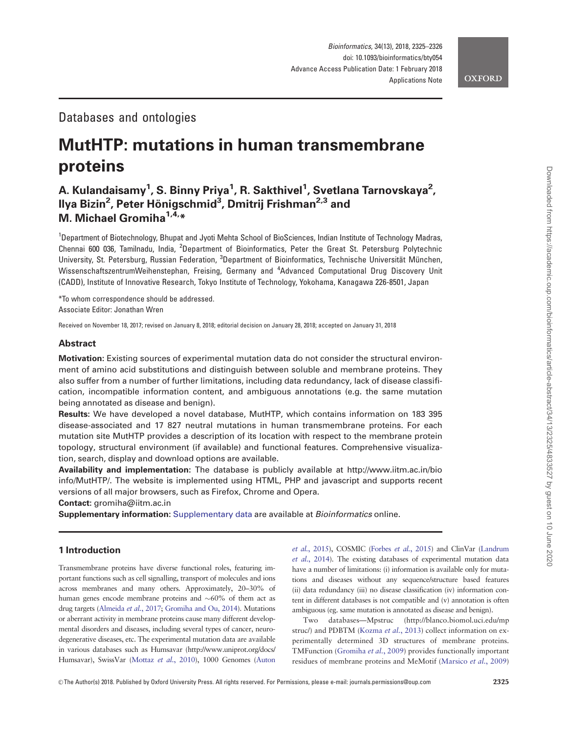Databases and ontologies

# MutHTP: mutations in human transmembrane proteins

**A. Kulandaisamy[1], S. Binny Priya[1], R. Sakthivel[1], Svetlana Tarnovskaya[2], Ilya Bizin[2], Peter Hönigschmid[3], Dmitrij Frishman[2,3] and M. Michael Gromiha[1,4,*]**

[1]Department of Biotechnology, Bhupat and Jyoti Mehta School of BioSciences, Indian Institute of Technology Madras, Chennai 600 036, Tamilnadu, India, [2]Department of Bioinformatics, Peter the Great St. Petersburg Polytechnic University, St. Petersburg, Russian Federation, [3]Department of Bioinformatics, Technische Universität München, WissenschaftszentrumWeihenstephan, Freising, Germany and [4]Advanced Computational Drug Discovery Unit (CADD), Institute of Innovative Research, Tokyo Institute of Technology, Yokohama, Kanagawa 226-8501, Japan

*To whom correspondence should be addressed.
Associate Editor: Jonathan Wren

Received on November 18, 2017; revised on January 8, 2018; editorial decision on January 28, 2018; accepted on January 31, 2018

## Abstract

**Motivation:** Existing sources of experimental mutation data do not consider the structural environment of amino acid substitutions and distinguish between soluble and membrane proteins. They also suffer from a number of further limitations, including data redundancy, lack of disease classification, incompatible information content, and ambiguous annotations (e.g. the same mutation being annotated as disease and benign).

**Results:** We have developed a novel database, MutHTP, which contains information on 183 395 disease-associated and 17 827 neutral mutations in human transmembrane proteins. For each mutation site MutHTP provides a description of its location with respect to the membrane protein topology, structural environment (if available) and functional features. Comprehensive visualization, search, display and download options are available.

**Availability and implementation:** The database is publicly available at http://www.iitm.ac.in/bioinfo/MutHTP/. The website is implemented using HTML, PHP and javascript and supports recent versions of all major browsers, such as Firefox, Chrome and Opera.

**Contact:** gromiha@iitm.ac.in

**Supplementary information:** Supplementary data are available at *Bioinformatics* online.

## 1 Introduction

Transmembrane proteins have diverse functional roles, featuring important functions such as cell signalling, transport of molecules and ions across membranes and many others. Approximately, 20–30% of human genes encode membrane proteins and ~60% of them act as drug targets (Almeida *et al.*, 2017; Gromiha and Ou, 2014). Mutations or aberrant activity in membrane proteins cause many different developmental disorders and diseases, including several types of cancer, neurodegenerative diseases, etc. The experimental mutation data are available in various databases such as Humsavar (http://www.uniprot.org/docs/Humsavar), SwissVar (Mottaz *et al.*, 2010), 1000 Genomes (Auton *et al.*, 2015), COSMIC (Forbes *et al.*, 2015) and ClinVar (Landrum *et al.*, 2014). The existing databases of experimental mutation data have a number of limitations: (i) information is available only for mutations and diseases without any sequence/structure based features (ii) data redundancy (iii) no disease classification (iv) information content in different databases is not compatible and (v) annotation is often ambiguous (eg. same mutation is annotated as disease and benign).

Two databases—Mpstruc (http://blanco.biomol.uci.edu/mpstruc/) and PDBTM (Kozma *et al.*, 2013) collect information on experimentally determined 3D structures of membrane proteins. TMFunction (Gromiha *et al.*, 2009) provides functionally important residues of membrane proteins and MeMotif (Marsico *et al.*, 2009)

© The Author(s) 2018. Published by Oxford University Press. All rights reserved. For Permissions, please e-mail: journals.permissions@oup.com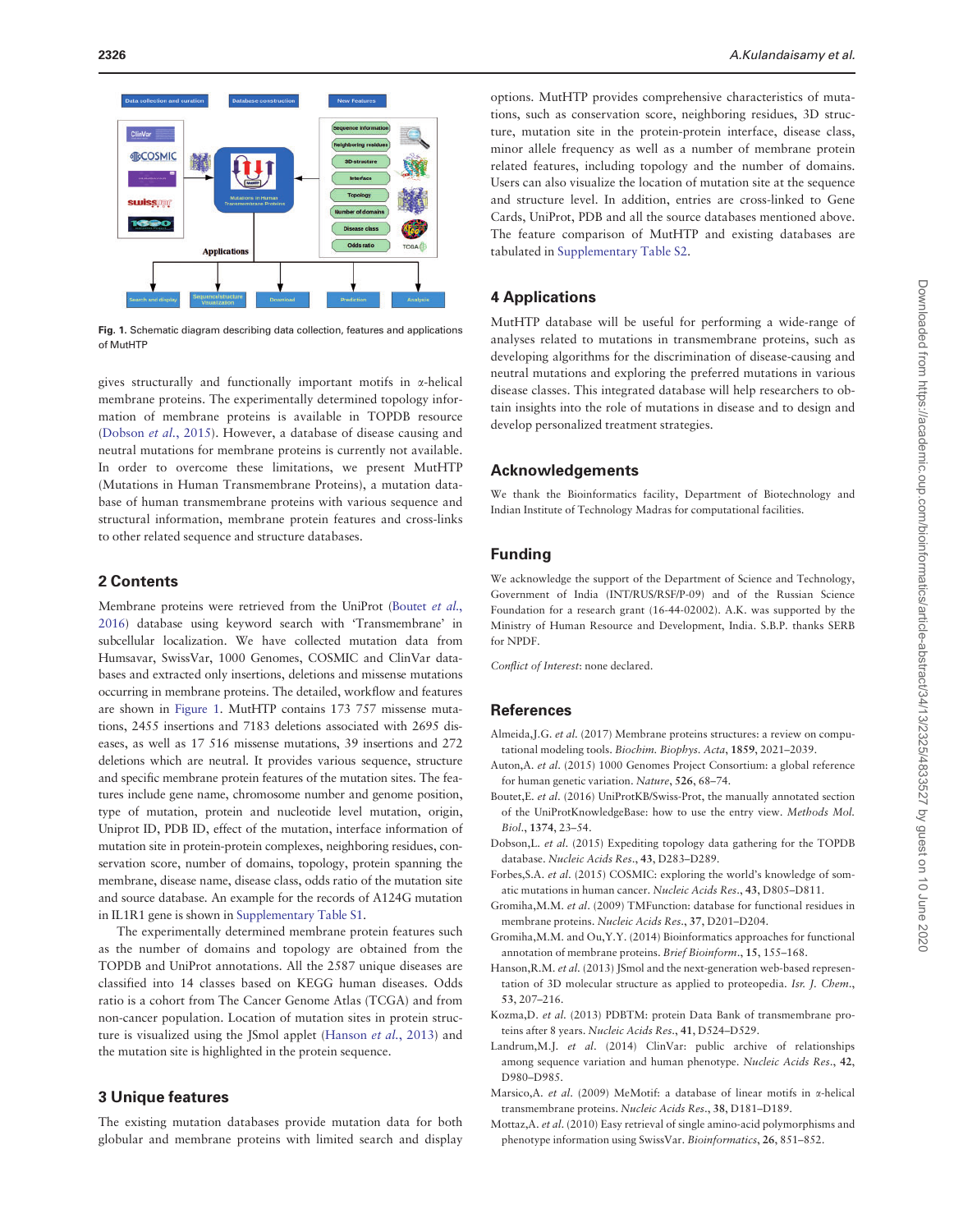Data collection and curation

Database construction

New Features

ClinVar

COSMIC

swissvar

1000

Mutations in Human Transmembrane Proteins

Sequence information

Neighboring residues

3D structure

Interface

Topology

Number of domains

Disease class

Odds ratio

TCGA

Applications

Search and display

Sequence/structure Visualization

Download

Prediction

Analysis

**Fig. 1.** Schematic diagram describing data collection, features and applications of MutHTP

gives structurally and functionally important motifs in α-helical membrane proteins. The experimentally determined topology information of membrane proteins is available in TOPDB resource (Dobson *et al.*, 2015). However, a database of disease causing and neutral mutations for membrane proteins is currently not available. In order to overcome these limitations, we present MutHTP (Mutations in Human Transmembrane Proteins), a mutation database of human transmembrane proteins with various sequence and structural information, membrane protein features and cross-links to other related sequence and structure databases.

## 2 Contents

Membrane proteins were retrieved from the UniProt (Boutet *et al.*, 2016) database using keyword search with 'Transmembrane' in subcellular localization. We have collected mutation data from Humsavar, SwissVar, 1000 Genomes, COSMIC and ClinVar databases and extracted only insertions, deletions and missense mutations occurring in membrane proteins. The detailed, workflow and features are shown in Figure 1. MutHTP contains 173 757 missense mutations, 2455 insertions and 7183 deletions associated with 2695 diseases, as well as 17 516 missense mutations, 39 insertions and 272 deletions which are neutral. It provides various sequence, structure and specific membrane protein features of the mutation sites. The features include gene name, chromosome number and genome position, type of mutation, protein and nucleotide level mutation, origin, Uniprot ID, PDB ID, effect of the mutation, interface information of mutation site in protein-protein complexes, neighboring residues, conservation score, number of domains, topology, protein spanning the membrane, disease name, disease class, odds ratio of the mutation site and source database. An example for the records of A124G mutation in IL1R1 gene is shown in Supplementary Table S1.

The experimentally determined membrane protein features such as the number of domains and topology are obtained from the TOPDB and UniProt annotations. All the 2587 unique diseases are classified into 14 classes based on KEGG human diseases. Odds ratio is a cohort from The Cancer Genome Atlas (TCGA) and from non-cancer population. Location of mutation sites in protein structure is visualized using the JSmol applet (Hanson *et al.*, 2013) and the mutation site is highlighted in the protein sequence.

## 3 Unique features

The existing mutation databases provide mutation data for both globular and membrane proteins with limited search and display options. MutHTP provides comprehensive characteristics of mutations, such as conservation score, neighboring residues, 3D structure, mutation site in the protein-protein interface, disease class, minor allele frequency as well as a number of membrane protein related features, including topology and the number of domains. Users can also visualize the location of mutation site at the sequence and structure level. In addition, entries are cross-linked to Gene Cards, UniProt, PDB and all the source databases mentioned above. The feature comparison of MutHTP and existing databases are tabulated in Supplementary Table S2.

## 4 Applications

MutHTP database will be useful for performing a wide-range of analyses related to mutations in transmembrane proteins, such as developing algorithms for the discrimination of disease-causing and neutral mutations and exploring the preferred mutations in various disease classes. This integrated database will help researchers to obtain insights into the role of mutations in disease and to design and develop personalized treatment strategies.

## Acknowledgements

We thank the Bioinformatics facility, Department of Biotechnology and Indian Institute of Technology Madras for computational facilities.

## Funding

We acknowledge the support of the Department of Science and Technology, Government of India (INT/RUS/RSF/P-09) and of the Russian Science Foundation for a research grant (16-44-02002). A.K. was supported by the Ministry of Human Resource and Development, India. S.B.P. thanks SERB for NPDF.

*Conflict of Interest*: none declared.

## References

Almeida,J.G. *et al.* (2017) Membrane proteins structures: a review on computational modeling tools. *Biochim. Biophys. Acta*, **1859**, 2021–2039.

Auton,A. *et al.* (2015) 1000 Genomes Project Consortium: a global reference for human genetic variation. *Nature*, **526**, 68–74.

Boutet,E. *et al.* (2016) UniProtKB/Swiss-Prot, the manually annotated section of the UniProtKnowledgeBase: how to use the entry view. *Methods Mol. Biol.*, **1374**, 23–54.

Dobson,L. *et al.* (2015) Expediting topology data gathering for the TOPDB database. *Nucleic Acids Res.*, **43**, D283–D289.

Forbes,S.A. *et al.* (2015) COSMIC: exploring the world's knowledge of somatic mutations in human cancer. *Nucleic Acids Res.*, **43**, D805–D811.

Gromiha,M.M. *et al.* (2009) TMFunction: database for functional residues in membrane proteins. *Nucleic Acids Res.*, **37**, D201–D204.

Gromiha,M.M. and Ou,Y.Y. (2014) Bioinformatics approaches for functional annotation of membrane proteins. *Brief Bioinform.*, **15**, 155–168.

Hanson,R.M. *et al.* (2013) JSmol and the next-generation web-based representation of 3D molecular structure as applied to proteopedia. *Isr. J. Chem.*, **53**, 207–216.

Kozma,D. *et al.* (2013) PDBTM: protein Data Bank of transmembrane proteins after 8 years. *Nucleic Acids Res.*, **41**, D524–D529.

Landrum,M.J. *et al.* (2014) ClinVar: public archive of relationships among sequence variation and human phenotype. *Nucleic Acids Res.*, **42**, D980–D985.

Marsico,A. *et al.* (2009) MeMotif: a database of linear motifs in α-helical transmembrane proteins. *Nucleic Acids Res.*, **38**, D181–D189.

Mottaz,A. *et al.* (2010) Easy retrieval of single amino-acid polymorphisms and phenotype information using SwissVar. *Bioinformatics*, **26**, 851–852.